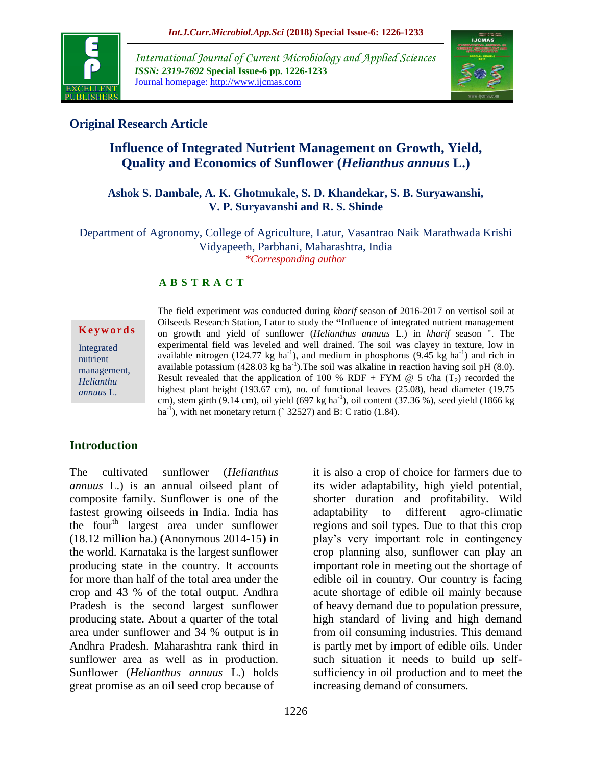## Original Research Article

# Influence of Integrated Nutrient Management on Growth, Yield, Quality and Economics of Sunflower (*Helianthus annuus* L.)

**Ashok S. Dambale, A. K. Ghotmukale, S. D. Khandekar, S. B. Suryawanshi, V. P. Suryavanshi and R. S. Shinde**

Department of Agronomy, College of Agriculture, Latur, Vasantrao Naik Marathwada Krishi Vidyapeeth, Parbhani, Maharashtra, India

*\*Corresponding author*

### A B S T R A C T

**Keywords**

Integrated nutrient management, *Helianthu annuus* L.

The field experiment was conducted during *kharif* season of 2016-2017 on vertisol soil at Oilseeds Research Station, Latur to study the **"**Influence of integrated nutrient management on growth and yield of sunflower (*Helianthus annuus* L.) in *kharif* season ". The experimental field was leveled and well drained. The soil was clayey in texture, low in available nitrogen (124.77 kg $ha^{-1}$), and medium in phosphorus (9.45 kg $ha^{-1}$) and rich in available potassium (428.03 kg $ha^{-1}$).The soil was alkaline in reaction having soil pH (8.0). Result revealed that the application of 100 % RDF + FYM @ 5 t/ha ($T_2$) recorded the highest plant height (193.67 cm), no. of functional leaves (25.08), head diameter (19.75 cm), stem girth (9.14 cm), oil yield (697 kg $ha^{-1}$), oil content (37.36 %), seed yield (1866 kg $ha^{-1}$), with net monetary return (` 32527) and B: C ratio (1.84).

## Introduction

The cultivated sunflower (*Helianthus annuus* L.) is an annual oilseed plant of composite family. Sunflower is one of the fastest growing oilseeds in India. India has the four$^{th}$ largest area under sunflower (18.12 million ha.) **(**Anonymous 2014-15**)** in the world. Karnataka is the largest sunflower producing state in the country. It accounts for more than half of the total area under the crop and 43 % of the total output. Andhra Pradesh is the second largest sunflower producing state. About a quarter of the total area under sunflower and 34 % output is in Andhra Pradesh. Maharashtra rank third in sunflower area as well as in production. Sunflower (*Helianthus annuus* L.) holds great promise as an oil seed crop because of it is also a crop of choice for farmers due to its wider adaptability, high yield potential, shorter duration and profitability. Wild adaptability to different agro-climatic regions and soil types. Due to that this crop play's very important role in contingency crop planning also, sunflower can play an important role in meeting out the shortage of edible oil in country. Our country is facing acute shortage of edible oil mainly because of heavy demand due to population pressure, high standard of living and high demand from oil consuming industries. This demand is partly met by import of edible oils. Under such situation it needs to build up self-sufficiency in oil production and to meet the increasing demand of consumers.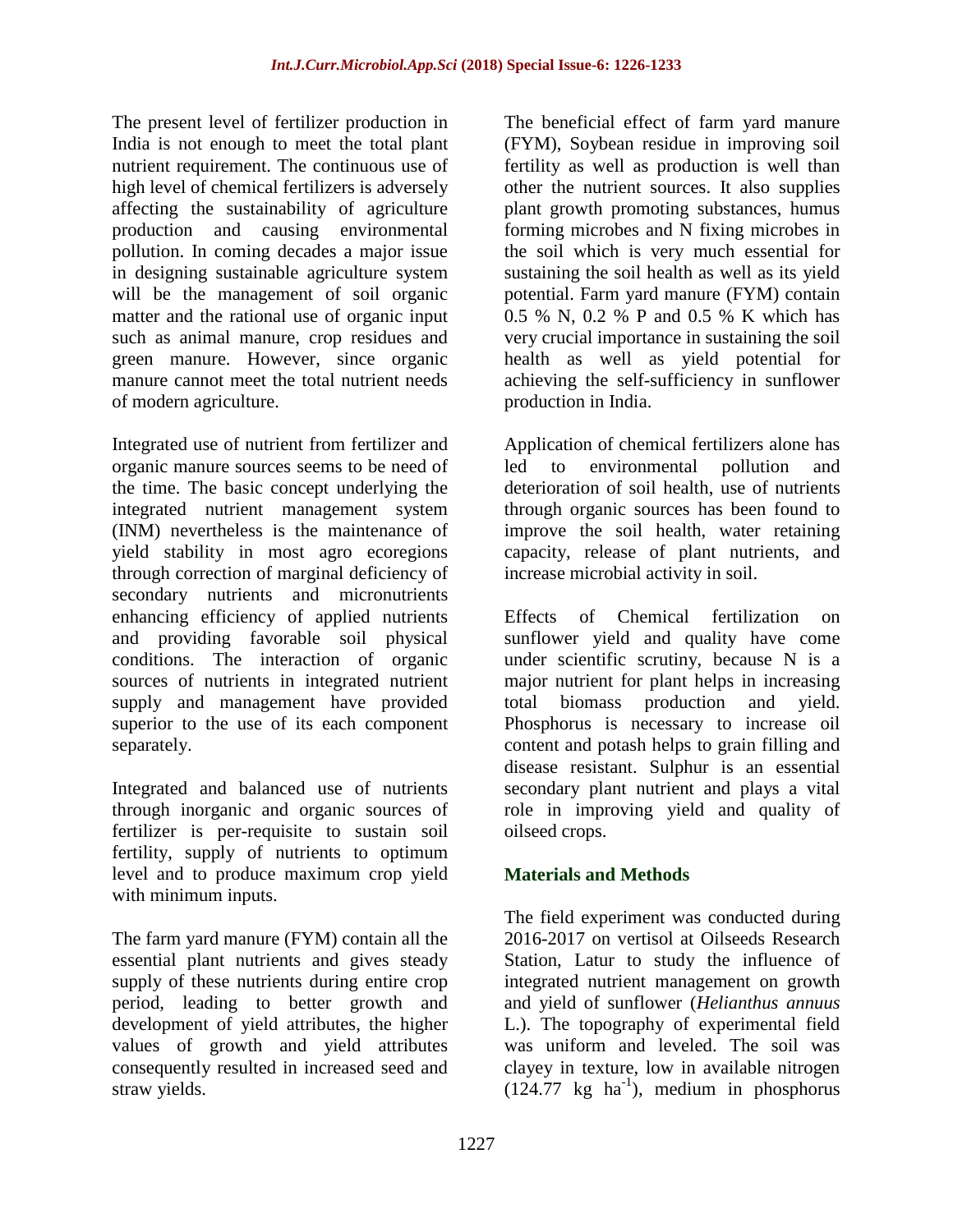The present level of fertilizer production in India is not enough to meet the total plant nutrient requirement. The continuous use of high level of chemical fertilizers is adversely affecting the sustainability of agriculture production and causing environmental pollution. In coming decades a major issue in designing sustainable agriculture system will be the management of soil organic matter and the rational use of organic input such as animal manure, crop residues and green manure. However, since organic manure cannot meet the total nutrient needs of modern agriculture.

Integrated use of nutrient from fertilizer and organic manure sources seems to be need of the time. The basic concept underlying the integrated nutrient management system (INM) nevertheless is the maintenance of yield stability in most agro ecoregions through correction of marginal deficiency of secondary nutrients and micronutrients enhancing efficiency of applied nutrients and providing favorable soil physical conditions. The interaction of organic sources of nutrients in integrated nutrient supply and management have provided superior to the use of its each component separately.

Integrated and balanced use of nutrients through inorganic and organic sources of fertilizer is per-requisite to sustain soil fertility, supply of nutrients to optimum level and to produce maximum crop yield with minimum inputs.

The farm yard manure (FYM) contain all the essential plant nutrients and gives steady supply of these nutrients during entire crop period, leading to better growth and development of yield attributes, the higher values of growth and yield attributes consequently resulted in increased seed and straw yields.

The beneficial effect of farm yard manure (FYM), Soybean residue in improving soil fertility as well as production is well than other the nutrient sources. It also supplies plant growth promoting substances, humus forming microbes and N fixing microbes in the soil which is very much essential for sustaining the soil health as well as its yield potential. Farm yard manure (FYM) contain 0.5 % N, 0.2 % P and 0.5 % K which has very crucial importance in sustaining the soil health as well as yield potential for achieving the self-sufficiency in sunflower production in India.

Application of chemical fertilizers alone has led to environmental pollution and deterioration of soil health, use of nutrients through organic sources has been found to improve the soil health, water retaining capacity, release of plant nutrients, and increase microbial activity in soil.

Effects of Chemical fertilization on sunflower yield and quality have come under scientific scrutiny, because N is a major nutrient for plant helps in increasing total biomass production and yield. Phosphorus is necessary to increase oil content and potash helps to grain filling and disease resistant. Sulphur is an essential secondary plant nutrient and plays a vital role in improving yield and quality of oilseed crops.

## Materials and Methods

The field experiment was conducted during 2016-2017 on vertisol at Oilseeds Research Station, Latur to study the influence of integrated nutrient management on growth and yield of sunflower (*Helianthus annuus* L.). The topography of experimental field was uniform and leveled. The soil was clayey in texture, low in available nitrogen (124.77 kg $ha^{-1}$), medium in phosphorus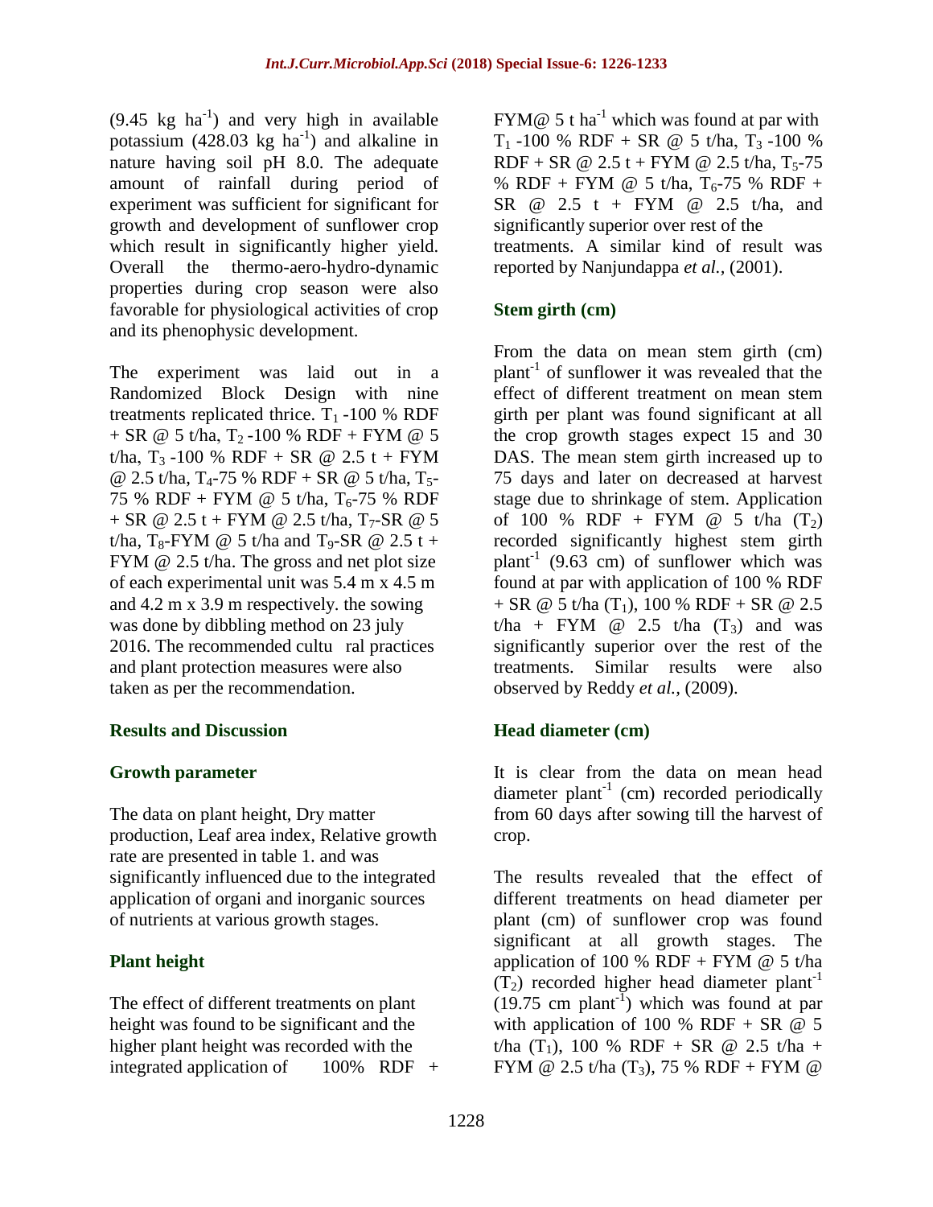(9.45 kg $ha^{-1}$) and very high in available potassium (428.03 kg $ha^{-1}$) and alkaline in nature having soil pH 8.0. The adequate amount of rainfall during period of experiment was sufficient for significant for growth and development of sunflower crop which result in significantly higher yield. Overall the thermo-aero-hydro-dynamic properties during crop season were also favorable for physiological activities of crop and its phenophysic development.

The experiment was laid out in a Randomized Block Design with nine treatments replicated thrice. $T_1$ -100 % RDF + SR @ 5 t/ha, $T_2$ -100 % RDF + FYM @ 5 t/ha, $T_3$ -100 % RDF + SR @ 2.5 t + FYM @ 2.5 t/ha, $T_4$-75 % RDF + SR @ 5 t/ha, $T_5$-75 % RDF + FYM @ 5 t/ha, $T_6$-75 % RDF + SR @ 2.5 t + FYM @ 2.5 t/ha, $T_7$-SR @ 5 t/ha, $T_8$-FYM @ 5 t/ha and $T_9$-SR @ 2.5 t + FYM @ 2.5 t/ha. The gross and net plot size of each experimental unit was 5.4 m x 4.5 m and 4.2 m x 3.9 m respectively. the sowing was done by dibbling method on 23 july 2016. The recommended cultu ral practices and plant protection measures were also taken as per the recommendation.

## Results and Discussion

### Growth parameter

The data on plant height, Dry matter production, Leaf area index, Relative growth rate are presented in table 1. and was significantly influenced due to the integrated application of organi and inorganic sources of nutrients at various growth stages.

### Plant height

The effect of different treatments on plant height was found to be significant and the higher plant height was recorded with the integrated application of 100% RDF + FYM@ 5 t $ha^{-1}$ which was found at par with $T_1$ -100 % RDF + SR @ 5 t/ha, $T_3$ -100 % RDF + SR @ 2.5 t + FYM @ 2.5 t/ha, $T_5$-75 % RDF + FYM @ 5 t/ha, $T_6$-75 % RDF + SR @ 2.5 t + FYM @ 2.5 t/ha, and significantly superior over rest of the treatments. A similar kind of result was reported by Nanjundappa *et al.,* (2001).

### Stem girth (cm)

From the data on mean stem girth (cm) $plant^{-1}$ of sunflower it was revealed that the effect of different treatment on mean stem girth per plant was found significant at all the crop growth stages expect 15 and 30 DAS. The mean stem girth increased up to 75 days and later on decreased at harvest stage due to shrinkage of stem. Application of 100 % RDF + FYM @ 5 t/ha ($T_2$) recorded significantly highest stem girth $plant^{-1}$ (9.63 cm) of sunflower which was found at par with application of 100 % RDF + SR @ 5 t/ha ($T_1$), 100 % RDF + SR @ 2.5 t/ha + FYM @ 2.5 t/ha ($T_3$) and was significantly superior over the rest of the treatments. Similar results were also observed by Reddy *et al.,* (2009).

### Head diameter (cm)

It is clear from the data on mean head diameter $plant^{-1}$ (cm) recorded periodically from 60 days after sowing till the harvest of crop.

The results revealed that the effect of different treatments on head diameter per plant (cm) of sunflower crop was found significant at all growth stages. The application of 100 % RDF + FYM @ 5 t/ha ($T_2$) recorded higher head diameter $plant^{-1}$ (19.75 cm $plant^{-1}$) which was found at par with application of 100 % RDF + SR @ 5 t/ha ($T_1$), 100 % RDF + SR @ 2.5 t/ha + FYM @ 2.5 t/ha ($T_3$), 75 % RDF + FYM @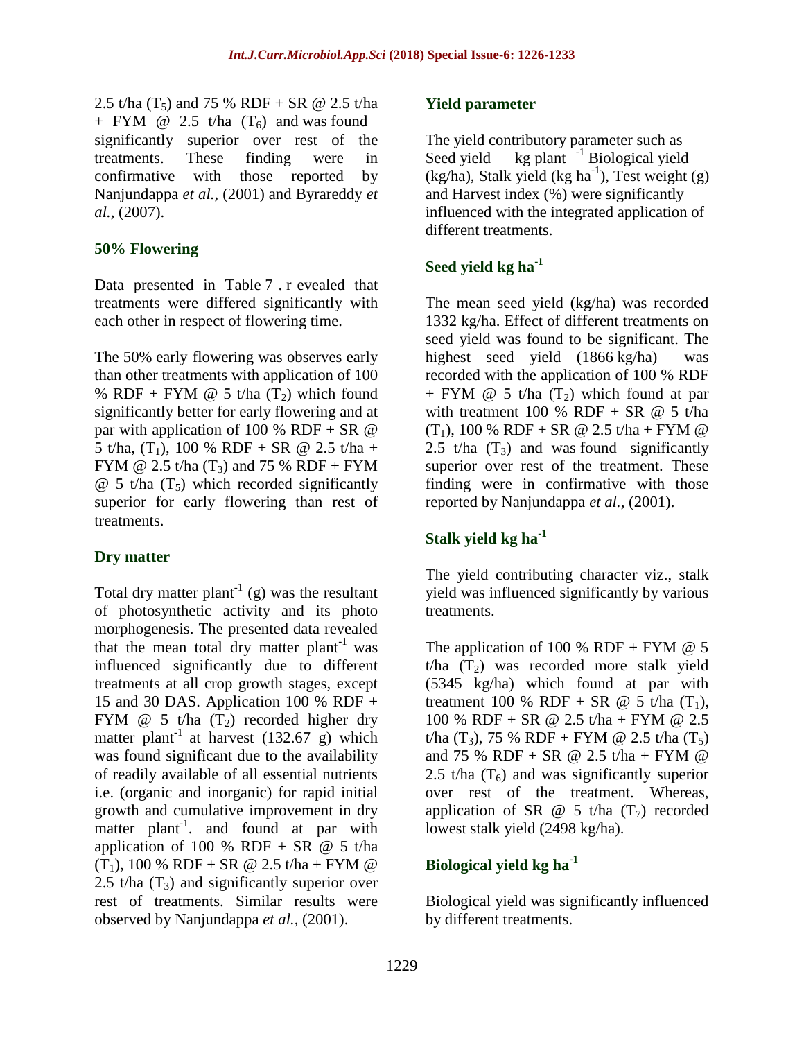2.5 t/ha ($T_5$) and 75 % RDF + SR @ 2.5 t/ha + FYM @ 2.5 t/ha ($T_6$) and was found significantly superior over rest of the treatments. These finding were in confirmative with those reported by Nanjundappa *et al.,* (2001) and Byrareddy *et al.,* (2007).

### 50% Flowering

Data presented in Table 7 . r evealed that treatments were differed significantly with each other in respect of flowering time.

The 50% early flowering was observes early than other treatments with application of 100 % RDF + FYM @ 5 t/ha ($T_2$) which found significantly better for early flowering and at par with application of 100 % RDF + SR @ 5 t/ha, ($T_1$), 100 % RDF + SR @ 2.5 t/ha + FYM @ 2.5 t/ha ($T_3$) and 75 % RDF + FYM @ 5 t/ha ($T_5$) which recorded significantly superior for early flowering than rest of treatments.

### Dry matter

Total dry matter plant$^{-1}$ (g) was the resultant of photosynthetic activity and its photo morphogenesis. The presented data revealed that the mean total dry matter plant$^{-1}$ was influenced significantly due to different treatments at all crop growth stages, except 15 and 30 DAS. Application 100 % RDF + FYM @ 5 t/ha ($T_2$) recorded higher dry matter plant$^{-1}$ at harvest (132.67 g) which was found significant due to the availability of readily available of all essential nutrients i.e. (organic and inorganic) for rapid initial growth and cumulative improvement in dry matter plant$^{-1}$. and found at par with application of 100 % RDF + SR @ 5 t/ha ($T_1$), 100 % RDF + SR @ 2.5 t/ha + FYM @ 2.5 t/ha ($T_3$) and significantly superior over rest of treatments. Similar results were observed by Nanjundappa *et al.,* (2001).

### Yield parameter

The yield contributory parameter such as Seed yield kg plant $^{-1}$ Biological yield (kg/ha), Stalk yield (kg ha$^{-1}$), Test weight (g) and Harvest index (%) were significantly influenced with the integrated application of different treatments.

### Seed yield kg ha$^{-1}$

The mean seed yield (kg/ha) was recorded 1332 kg/ha. Effect of different treatments on seed yield was found to be significant. The highest seed yield (1866 kg/ha) was recorded with the application of 100 % RDF + FYM @ 5 t/ha ($T_2$) which found at par with treatment 100 % RDF + SR @ 5 t/ha ($T_1$), 100 % RDF + SR @ 2.5 t/ha + FYM @ 2.5 t/ha ($T_3$) and was found significantly superior over rest of the treatment. These finding were in confirmative with those reported by Nanjundappa *et al.,* (2001).

### Stalk yield kg ha$^{-1}$

The yield contributing character viz., stalk yield was influenced significantly by various treatments.

The application of 100 % RDF + FYM @ 5 t/ha ($T_2$) was recorded more stalk yield (5345 kg/ha) which found at par with treatment 100 % RDF + SR @ 5 t/ha ($T_1$), 100 % RDF + SR @ 2.5 t/ha + FYM @ 2.5 t/ha ($T_3$), 75 % RDF + FYM @ 2.5 t/ha ($T_5$) and 75 % RDF + SR @ 2.5 t/ha + FYM @ 2.5 t/ha ($T_6$) and was significantly superior over rest of the treatment. Whereas, application of SR @ 5 t/ha ($T_7$) recorded lowest stalk yield (2498 kg/ha).

### Biological yield kg ha$^{-1}$

Biological yield was significantly influenced by different treatments.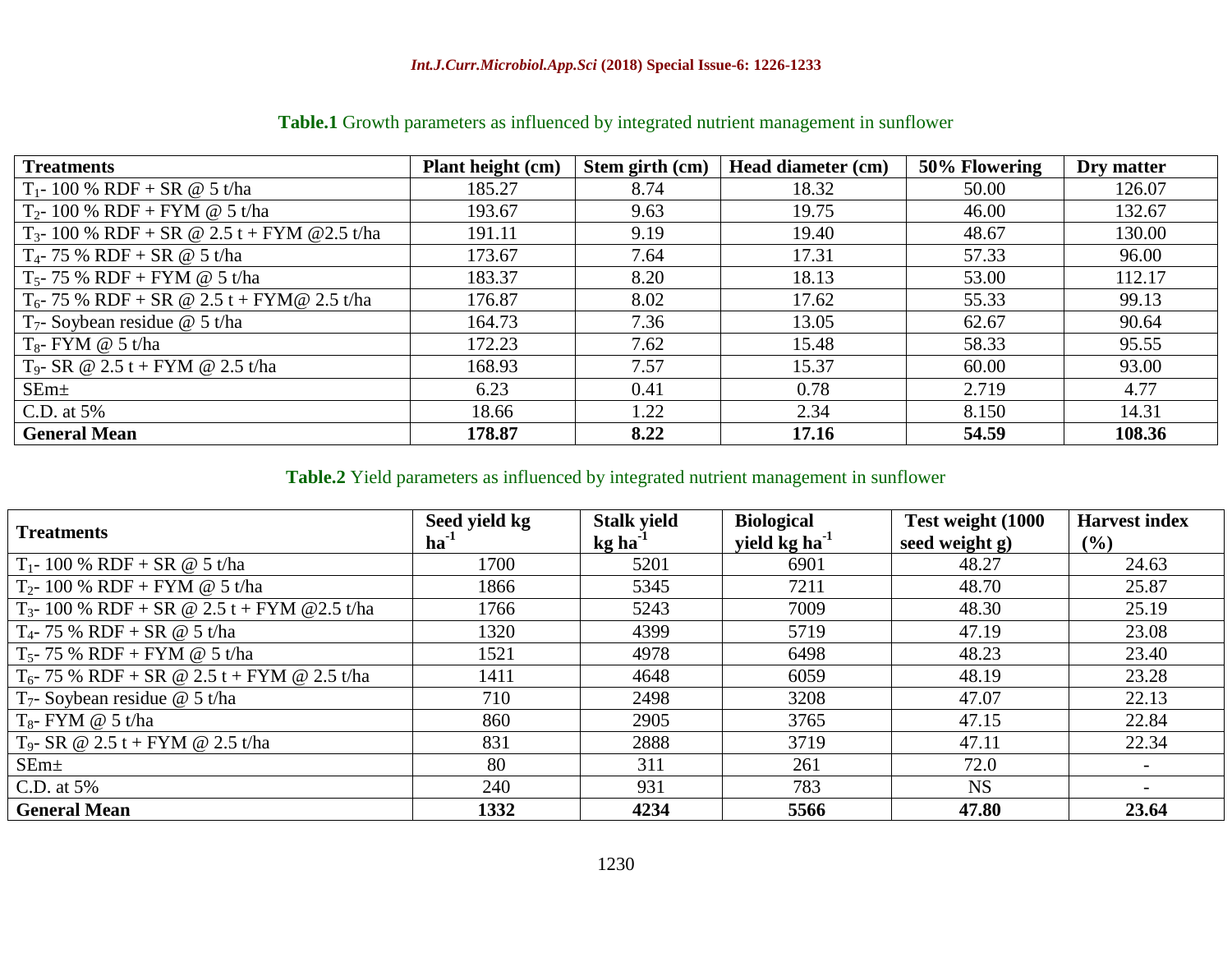**Table.1** Growth parameters as influenced by integrated nutrient management in sunflower

| Treatments | Plant height (cm) | Stem girth (cm) | Head diameter (cm) | 50% Flowering | Dry matter |
|---|---|---|---|---|---|
| $T_1$- 100 % RDF + SR @ 5 t/ha | 185.27 | 8.74 | 18.32 | 50.00 | 126.07 |
| $T_2$- 100 % RDF + FYM @ 5 t/ha | 193.67 | 9.63 | 19.75 | 46.00 | 132.67 |
| $T_3$- 100 % RDF + SR @ 2.5 t + FYM @2.5 t/ha | 191.11 | 9.19 | 19.40 | 48.67 | 130.00 |
| $T_4$- 75 % RDF + SR @ 5 t/ha | 173.67 | 7.64 | 17.31 | 57.33 | 96.00 |
| $T_5$- 75 % RDF + FYM @ 5 t/ha | 183.37 | 8.20 | 18.13 | 53.00 | 112.17 |
| $T_6$- 75 % RDF + SR @ 2.5 t + FYM@ 2.5 t/ha | 176.87 | 8.02 | 17.62 | 55.33 | 99.13 |
| $T_7$- Soybean residue @ 5 t/ha | 164.73 | 7.36 | 13.05 | 62.67 | 90.64 |
| $T_8$- FYM @ 5 t/ha | 172.23 | 7.62 | 15.48 | 58.33 | 95.55 |
| $T_9$- SR @ 2.5 t + FYM @ 2.5 t/ha | 168.93 | 7.57 | 15.37 | 60.00 | 93.00 |
| SEm± | 6.23 | 0.41 | 0.78 | 2.719 | 4.77 |
| C.D. at 5% | 18.66 | 1.22 | 2.34 | 8.150 | 14.31 |
| **General Mean** | **178.87** | **8.22** | **17.16** | **54.59** | **108.36** |

**Table.2** Yield parameters as influenced by integrated nutrient management in sunflower

| Treatments | Seed yield kg $ha^{-1}$ | Stalk yield kg $ha^{-1}$ | Biological yield kg $ha^{-1}$ | Test weight (1000 seed weight g) | Harvest index (%) |
|---|---|---|---|---|---|
| $T_1$- 100 % RDF + SR @ 5 t/ha | 1700 | 5201 | 6901 | 48.27 | 24.63 |
| $T_2$- 100 % RDF + FYM @ 5 t/ha | 1866 | 5345 | 7211 | 48.70 | 25.87 |
| $T_3$- 100 % RDF + SR @ 2.5 t + FYM @2.5 t/ha | 1766 | 5243 | 7009 | 48.30 | 25.19 |
| $T_4$- 75 % RDF + SR @ 5 t/ha | 1320 | 4399 | 5719 | 47.19 | 23.08 |
| $T_5$- 75 % RDF + FYM @ 5 t/ha | 1521 | 4978 | 6498 | 48.23 | 23.40 |
| $T_6$- 75 % RDF + SR @ 2.5 t + FYM @ 2.5 t/ha | 1411 | 4648 | 6059 | 48.19 | 23.28 |
| $T_7$- Soybean residue @ 5 t/ha | 710 | 2498 | 3208 | 47.07 | 22.13 |
| $T_8$- FYM @ 5 t/ha | 860 | 2905 | 3765 | 47.15 | 22.84 |
| $T_9$- SR @ 2.5 t + FYM @ 2.5 t/ha | 831 | 2888 | 3719 | 47.11 | 22.34 |
| SEm± | 80 | 311 | 261 | 72.0 | - |
| C.D. at 5% | 240 | 931 | 783 | NS | - |
| **General Mean** | **1332** | **4234** | **5566** | **47.80** | **23.64** |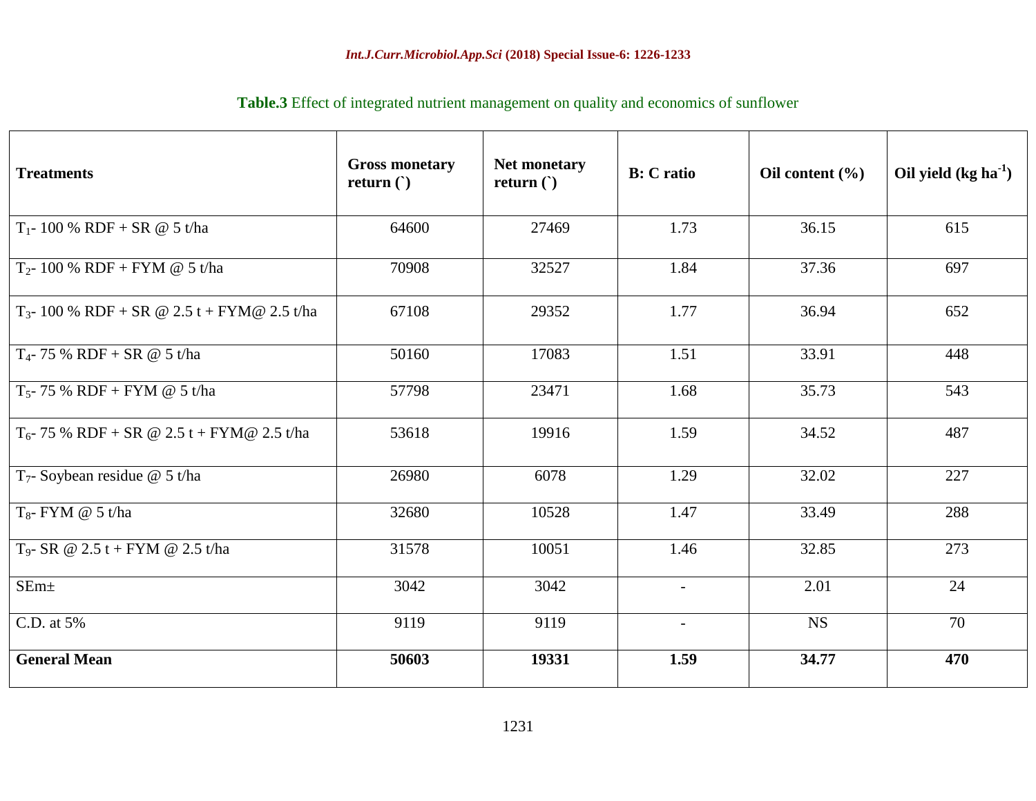**Table.3** Effect of integrated nutrient management on quality and economics of sunflower

| Treatments | Gross monetary return (`) | Net monetary return (`) | B: C ratio | Oil content (%) | Oil yield (kg $ha^{-1}$) |
|---|---|---|---|---|---|
| $T_1$- 100 % RDF + SR @ 5 t/ha | 64600 | 27469 | 1.73 | 36.15 | 615 |
| $T_2$- 100 % RDF + FYM @ 5 t/ha | 70908 | 32527 | 1.84 | 37.36 | 697 |
| $T_3$- 100 % RDF + SR @ 2.5 t + FYM@ 2.5 t/ha | 67108 | 29352 | 1.77 | 36.94 | 652 |
| $T_4$- 75 % RDF + SR @ 5 t/ha | 50160 | 17083 | 1.51 | 33.91 | 448 |
| $T_5$- 75 % RDF + FYM @ 5 t/ha | 57798 | 23471 | 1.68 | 35.73 | 543 |
| $T_6$- 75 % RDF + SR @ 2.5 t + FYM@ 2.5 t/ha | 53618 | 19916 | 1.59 | 34.52 | 487 |
| $T_7$- Soybean residue @ 5 t/ha | 26980 | 6078 | 1.29 | 32.02 | 227 |
| $T_8$- FYM @ 5 t/ha | 32680 | 10528 | 1.47 | 33.49 | 288 |
| $T_9$- SR @ 2.5 t + FYM @ 2.5 t/ha | 31578 | 10051 | 1.46 | 32.85 | 273 |
| SEm± | 3042 | 3042 | - | 2.01 | 24 |
| C.D. at 5% | 9119 | 9119 | - | NS | 70 |
| **General Mean** | **50603** | **19331** | **1.59** | **34.77** | **470** |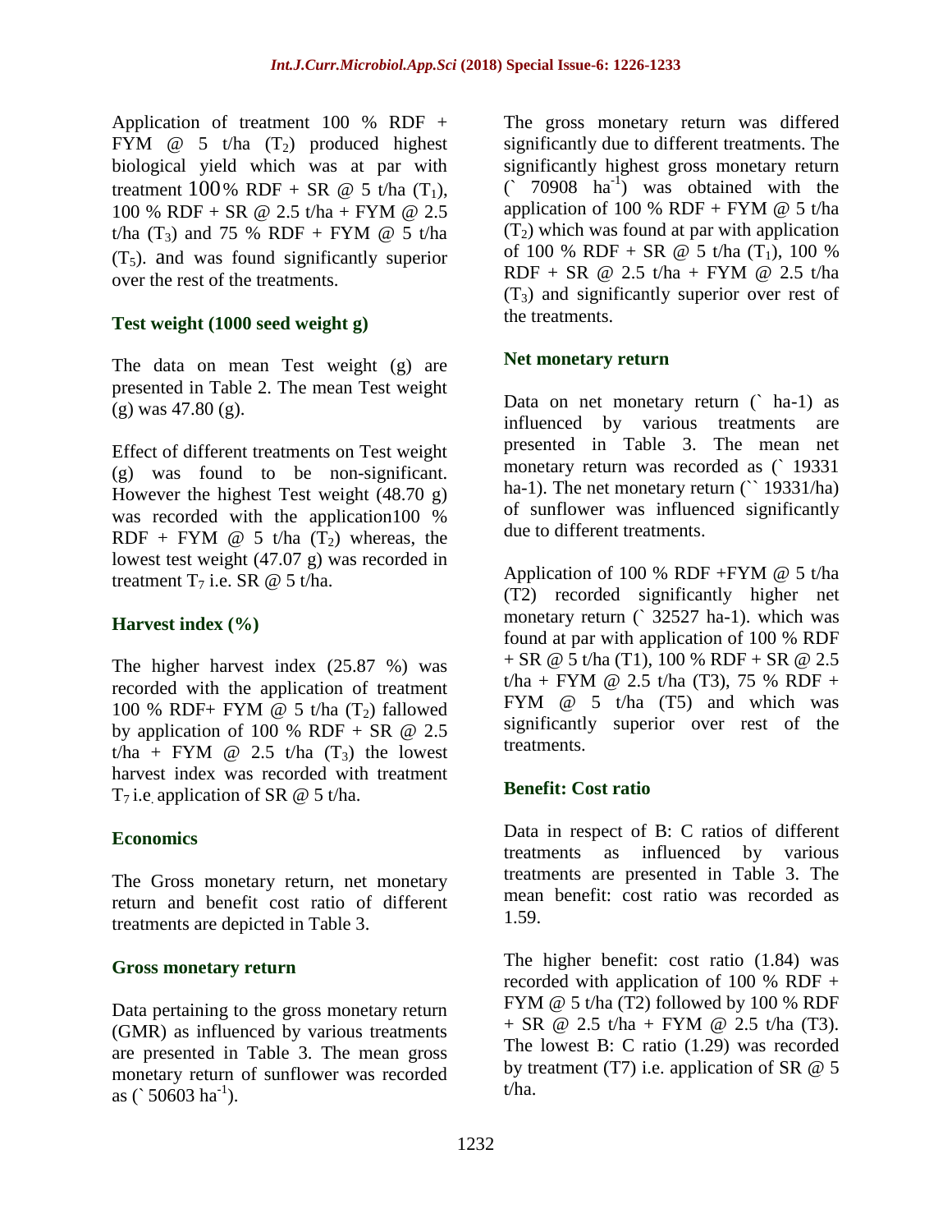Application of treatment 100 % RDF + FYM @ 5 t/ha ($T_2$) produced highest biological yield which was at par with treatment 100% RDF + SR @ 5 t/ha ($T_1$), 100 % RDF + SR @ 2.5 t/ha + FYM @ 2.5 t/ha ($T_3$) and 75 % RDF + FYM @ 5 t/ha ($T_5$). and was found significantly superior over the rest of the treatments.

### Test weight (1000 seed weight g)

The data on mean Test weight (g) are presented in Table 2. The mean Test weight (g) was 47.80 (g).

Effect of different treatments on Test weight (g) was found to be non-significant. However the highest Test weight (48.70 g) was recorded with the application100 % RDF + FYM @ 5 t/ha ($T_2$) whereas, the lowest test weight (47.07 g) was recorded in treatment $T_7$ i.e. SR @ 5 t/ha.

### Harvest index (%)

The higher harvest index (25.87 %) was recorded with the application of treatment 100 % RDF+ FYM @ 5 t/ha ($T_2$) fallowed by application of 100 % RDF + SR @ 2.5 t/ha + FYM @ 2.5 t/ha ($T_3$) the lowest harvest index was recorded with treatment $T_7$ i.e. application of SR @ 5 t/ha.

### Economics

The Gross monetary return, net monetary return and benefit cost ratio of different treatments are depicted in Table 3.

### Gross monetary return

Data pertaining to the gross monetary return (GMR) as influenced by various treatments are presented in Table 3. The mean gross monetary return of sunflower was recorded as (` 50603 ha$^{-1}$).

The gross monetary return was differed significantly due to different treatments. The significantly highest gross monetary return (` 70908 ha$^{-1}$) was obtained with the application of 100 % RDF + FYM @ 5 t/ha ($T_2$) which was found at par with application of 100 % RDF + SR @ 5 t/ha ($T_1$), 100 % RDF + SR @ 2.5 t/ha + FYM @ 2.5 t/ha ($T_3$) and significantly superior over rest of the treatments.

### Net monetary return

Data on net monetary return (` ha-1) as influenced by various treatments are presented in Table 3. The mean net monetary return was recorded as (` 19331 ha-1). The net monetary return (`` 19331/ha) of sunflower was influenced significantly due to different treatments.

Application of 100 % RDF +FYM @ 5 t/ha (T2) recorded significantly higher net monetary return (` 32527 ha-1). which was found at par with application of 100 % RDF + SR @ 5 t/ha (T1), 100 % RDF + SR @ 2.5 t/ha + FYM @ 2.5 t/ha (T3), 75 % RDF + FYM @ 5 t/ha (T5) and which was significantly superior over rest of the treatments.

### Benefit: Cost ratio

Data in respect of B: C ratios of different treatments as influenced by various treatments are presented in Table 3. The mean benefit: cost ratio was recorded as 1.59.

The higher benefit: cost ratio (1.84) was recorded with application of 100 % RDF + FYM @ 5 t/ha (T2) followed by 100 % RDF + SR @ 2.5 t/ha + FYM @ 2.5 t/ha (T3). The lowest B: C ratio (1.29) was recorded by treatment (T7) i.e. application of SR @ 5 t/ha.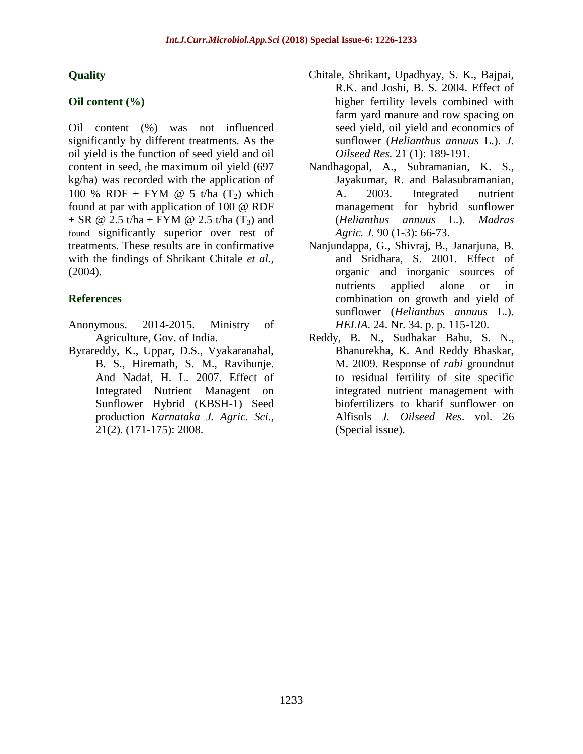## Quality

### Oil content (%)

Oil content (%) was not influenced significantly by different treatments. As the oil yield is the function of seed yield and oil content in seed, the maximum oil yield (697 kg/ha) was recorded with the application of 100 % RDF + FYM @ 5 t/ha ($T_2$) which found at par with application of 100 @ RDF + SR @ 2.5 t/ha + FYM @ 2.5 t/ha ($T_3$) and found significantly superior over rest of treatments. These results are in confirmative with the findings of Shrikant Chitale *et al.,* (2004).

## References

Anonymous. 2014-2015. Ministry of Agriculture, Gov. of India.

Byrareddy, K., Uppar, D.S., Vyakaranahal, B. S., Hiremath, S. M., Ravihunje. And Nadaf, H. L. 2007. Effect of Integrated Nutrient Managent on Sunflower Hybrid (KBSH-1) Seed production *Karnataka J. Agric. Sci*., 21(2). (171-175): 2008.

Chitale, Shrikant, Upadhyay, S. K., Bajpai, R.K. and Joshi, B. S. 2004. Effect of higher fertility levels combined with farm yard manure and row spacing on seed yield, oil yield and economics of sunflower (*Helianthus annuus* L.). *J. Oilseed Res.* 21 (1): 189-191.

Nandhagopal, A., Subramanian, K. S., Jayakumar, R. and Balasubramanian, A. 2003. Integrated nutrient management for hybrid sunflower (*Helianthus annuus* L.). *Madras Agric. J.* 90 (1-3): 66-73.

Nanjundappa, G., Shivraj, B., Janarjuna, B. and Sridhara, S. 2001. Effect of organic and inorganic sources of nutrients applied alone or in combination on growth and yield of sunflower (*Helianthus annuus* L.). *HELIA*. 24. Nr. 34. p. p. 115-120.

Reddy, B. N., Sudhakar Babu, S. N., Bhanurekha, K. And Reddy Bhaskar, M. 2009. Response of *rabi* groundnut to residual fertility of site specific integrated nutrient management with biofertilizers to kharif sunflower on Alfisols *J. Oilseed Res*. vol. 26 (Special issue).